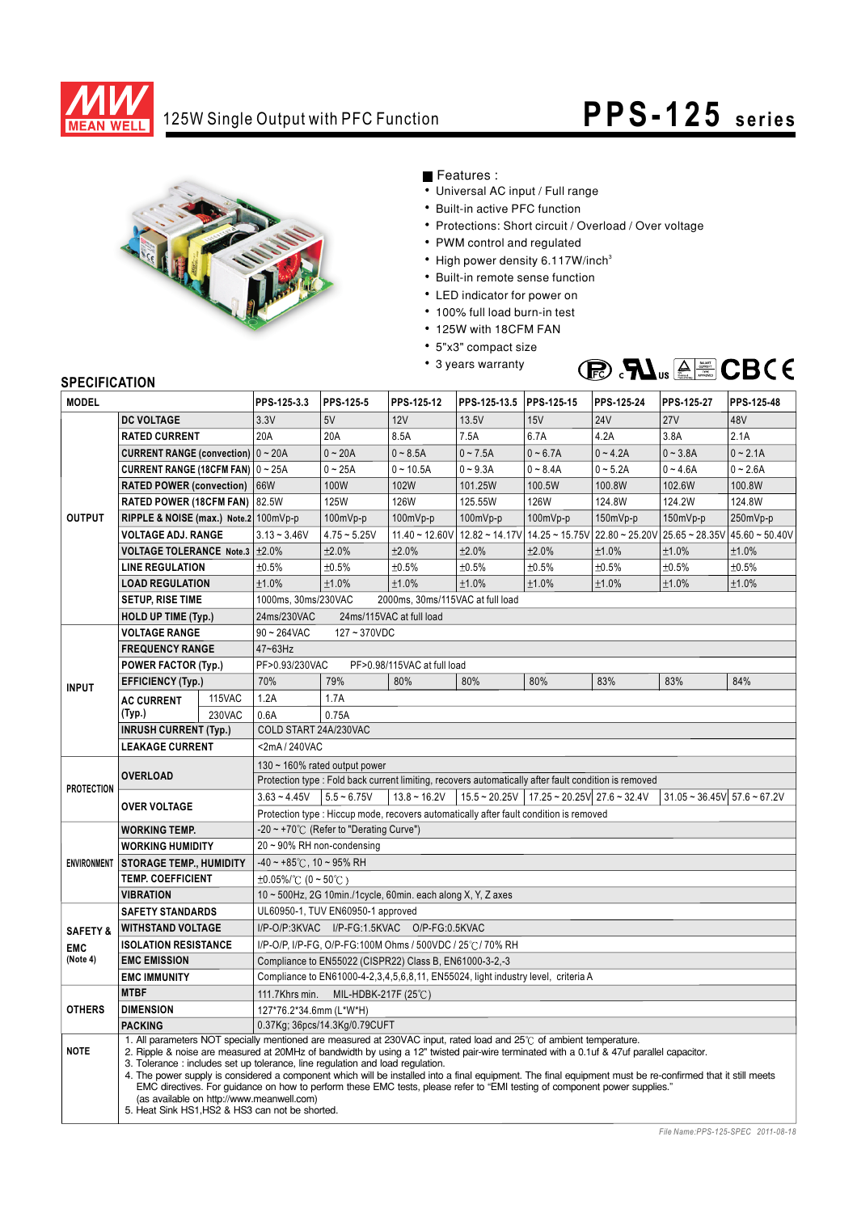# 125W Single Output with PFC Function

## PPS-125 series

■ Features :

- Universal AC input / Full range
- Built-in active PFC function
- Protections: Short circuit / Overload / Over voltage
- PWM control and regulated
- High power density 6.117W/inch$^3$
- Built-in remote sense function
- LED indicator for power on
- 100% full load burn-in test
- 125W with 18CFM FAN
- 5"x3" compact size
- 3 years warranty

## SPECIFICATION

| MODEL | | PPS-125-3.3 | PPS-125-5 | PPS-125-12 | PPS-125-13.5 | PPS-125-15 | PPS-125-24 | PPS-125-27 | PPS-125-48 |
|---|---|---|---|---|---|---|---|---|---|
| OUTPUT | DC VOLTAGE | 3.3V | 5V | 12V | 13.5V | 15V | 24V | 27V | 48V |
| | RATED CURRENT | 20A | 20A | 8.5A | 7.5A | 6.7A | 4.2A | 3.8A | 2.1A |
| | CURRENT RANGE (convection) | 0 ~ 20A | 0 ~ 20A | 0 ~ 8.5A | 0 ~ 7.5A | 0 ~ 6.7A | 0 ~ 4.2A | 0 ~ 3.8A | 0 ~ 2.1A |
| | CURRENT RANGE (18CFM FAN) | 0 ~ 25A | 0 ~ 25A | 0 ~ 10.5A | 0 ~ 9.3A | 0 ~ 8.4A | 0 ~ 5.2A | 0 ~ 4.6A | 0 ~ 2.6A |
| | RATED POWER (convection) | 66W | 100W | 102W | 101.25W | 100.5W | 100.8W | 102.6W | 100.8W |
| | RATED POWER (18CFM FAN) | 82.5W | 125W | 126W | 125.55W | 126W | 124.8W | 124.2W | 124.8W |
| | RIPPLE & NOISE (max.) Note.2 | 100mVp-p | 100mVp-p | 100mVp-p | 100mVp-p | 100mVp-p | 150mVp-p | 150mVp-p | 250mVp-p |
| | VOLTAGE ADJ. RANGE | 3.13 ~ 3.46V | 4.75 ~ 5.25V | 11.40 ~ 12.60V | 12.82 ~ 14.17V | 14.25 ~ 15.75V | 22.80 ~ 25.20V | 25.65 ~ 28.35V | 45.60 ~ 50.40V |
| | VOLTAGE TOLERANCE Note.3 | ±2.0% | ±2.0% | ±2.0% | ±2.0% | ±2.0% | ±1.0% | ±1.0% | ±1.0% |
| | LINE REGULATION | ±0.5% | ±0.5% | ±0.5% | ±0.5% | ±0.5% | ±0.5% | ±0.5% | ±0.5% |
| | LOAD REGULATION | ±1.0% | ±1.0% | ±1.0% | ±1.0% | ±1.0% | ±1.0% | ±1.0% | ±1.0% |
| | SETUP, RISE TIME | 1000ms, 30ms/230VAC 2000ms, 30ms/115VAC at full load | | | | | | | |
| | HOLD UP TIME (Typ.) | 24ms/230VAC 24ms/115VAC at full load | | | | | | | |
| INPUT | VOLTAGE RANGE | 90 ~ 264VAC 127 ~ 370VDC | | | | | | | |
| | FREQUENCY RANGE | 47~63Hz | | | | | | | |
| | POWER FACTOR (Typ.) | PF>0.93/230VAC PF>0.98/115VAC at full load | | | | | | | |
| | EFFICIENCY (Typ.) | 70% | 79% | 80% | 80% | 80% | 83% | 83% | 84% |
| | AC CURRENT (Typ.) 115VAC | 1.2A | 1.7A | | | | | | |
| | AC CURRENT (Typ.) 230VAC | 0.6A | 0.75A | | | | | | |
| | INRUSH CURRENT (Typ.) | COLD START 24A/230VAC | | | | | | | |
| | LEAKAGE CURRENT | <2mA / 240VAC | | | | | | | |
| PROTECTION | OVERLOAD | 130 ~ 160% rated output power | | | | | | | |
| | | Protection type : Fold back current limiting, recovers automatically after fault condition is removed | | | | | | | |
| | OVER VOLTAGE | 3.63 ~ 4.45V | 5.5 ~ 6.75V | 13.8 ~ 16.2V | 15.5 ~ 20.25V | 17.25 ~ 20.25V | 27.6 ~ 32.4V | 31.05 ~ 36.45V | 57.6 ~ 67.2V |
| | | Protection type : Hiccup mode, recovers automatically after fault condition is removed | | | | | | | |
| ENVIRONMENT | WORKING TEMP. | -20 ~ +70℃ (Refer to "Derating Curve") | | | | | | | |
| | WORKING HUMIDITY | 20 ~ 90% RH non-condensing | | | | | | | |
| | STORAGE TEMP., HUMIDITY | -40 ~ +85℃, 10 ~ 95% RH | | | | | | | |
| | TEMP. COEFFICIENT | ±0.05%/℃ (0 ~ 50℃) | | | | | | | |
| | VIBRATION | 10 ~ 500Hz, 2G 10min./1cycle, 60min. each along X, Y, Z axes | | | | | | | |
| SAFETY & EMC (Note 4) | SAFETY STANDARDS | UL60950-1, TUV EN60950-1 approved | | | | | | | |
| | WITHSTAND VOLTAGE | I/P-O/P:3KVAC I/P-FG:1.5KVAC O/P-FG:0.5KVAC | | | | | | | |
| | ISOLATION RESISTANCE | I/P-O/P, I/P-FG, O/P-FG:100M Ohms / 500VDC / 25℃/ 70% RH | | | | | | | |
| | EMC EMISSION | Compliance to EN55022 (CISPR22) Class B, EN61000-3-2,-3 | | | | | | | |
| | EMC IMMUNITY | Compliance to EN61000-4-2,3,4,5,6,8,11, EN55024, light industry level, criteria A | | | | | | | |
| OTHERS | MTBF | 111.7Khrs min. MIL-HDBK-217F (25℃) | | | | | | | |
| | DIMENSION | 127*76.2*34.6mm (L*W*H) | | | | | | | |
| | PACKING | 0.37Kg; 36pcs/14.3Kg/0.79CUFT | | | | | | | |

**NOTE**

1. All parameters NOT specially mentioned are measured at 230VAC input, rated load and 25℃ of ambient temperature.
2. Ripple & noise are measured at 20MHz of bandwidth by using a 12" twisted pair-wire terminated with a 0.1uf & 47uf parallel capacitor.
3. Tolerance : includes set up tolerance, line regulation and load regulation.
4. The power supply is considered a component which will be installed into a final equipment. The final equipment must be re-confirmed that it still meets EMC directives. For guidance on how to perform these EMC tests, please refer to "EMI testing of component power supplies." (as available on http://www.meanwell.com)
5. Heat Sink HS1,HS2 & HS3 can not be shorted.

File Name:PPS-125-SPEC 2011-08-18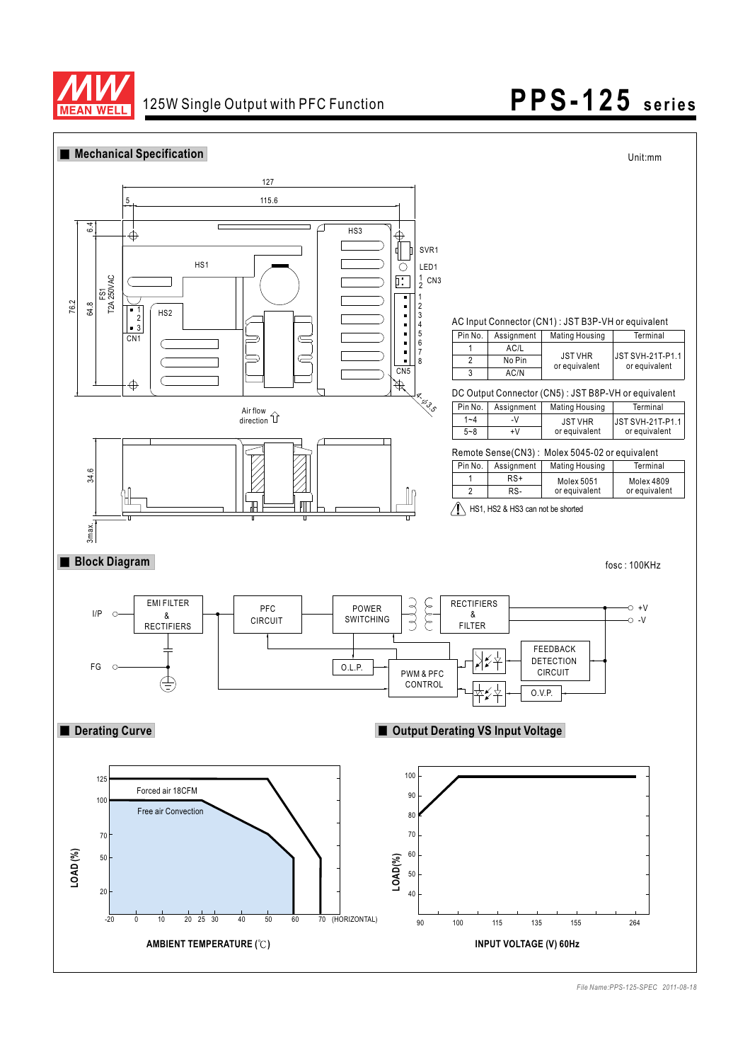125W Single Output with PFC Function

# PPS-125 series

## Mechanical Specification

Unit:mm

127
5
115.6
HS3
SVR1
LED1
1
2
CN3
HS1
1
2
3
4
5
6
7
8
CN5
6.4
76.2
64.8
FS1 T2A 250VAC
1
2
3
CN1
HS2
4-φ3.5
Air flow direction
34.6
3max.

AC Input Connector (CN1) : JST B3P-VH or equivalent

| Pin No. | Assignment | Mating Housing | Terminal |
|---|---|---|---|
| 1 | AC/L | JST VHR or equivalent | JST SVH-21T-P1.1 or equivalent |
| 2 | No Pin | | |
| 3 | AC/N | | |

DC Output Connector (CN5) : JST B8P-VH or equivalent

| Pin No. | Assignment | Mating Housing | Terminal |
|---|---|---|---|
| 1~4 | -V | JST VHR or equivalent | JST SVH-21T-P1.1 or equivalent |
| 5~8 | +V | | |

Remote Sense(CN3) : Molex 5045-02 or equivalent

| Pin No. | Assignment | Mating Housing | Terminal |
|---|---|---|---|
| 1 | RS+ | Molex 5051 or equivalent | Molex 4809 or equivalent |
| 2 | RS- | | |

⚠ HS1, HS2 & HS3 can not be shorted

## Block Diagram

fosc : 100KHz

I/P
FG
EMI FILTER & RECTIFIERS
PFC CIRCUIT
POWER SWITCHING
RECTIFIERS & FILTER
+V
-V
O.L.P.
PWM & PFC CONTROL
FEEDBACK DETECTION CIRCUIT
O.V.P.

## Derating Curve

LOAD (%)
125
100
70
50
20
Forced air 18CFM
Free air Convection
-20 0 10 20 25 30 40 50 60 70 (HORIZONTAL)
AMBIENT TEMPERATURE (℃)

## Output Derating VS Input Voltage

LOAD(%)
100
90
80
70
60
50
40
90 100 115 135 155 264
INPUT VOLTAGE (V) 60Hz

*File Name:PPS-125-SPEC 2011-08-18*